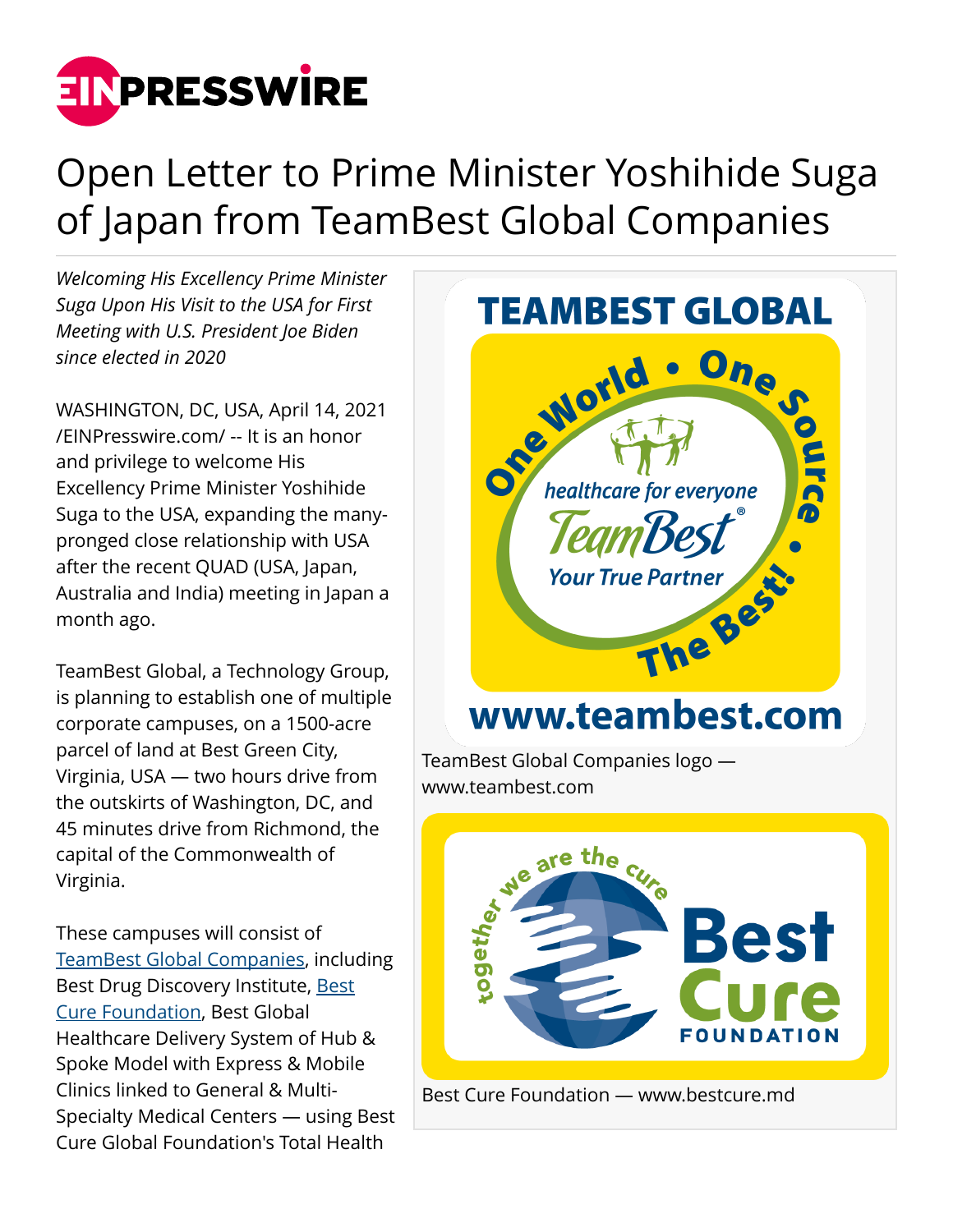# Open Letter to Prime Minister Yoshihide Suga of Japan from TeamBest Global Companies

*Welcoming His Excellency Prime Minister Suga Upon His Visit to the USA for First Meeting with U.S. President Joe Biden since elected in 2020*

WASHINGTON, DC, USA, April 14, 2021 /EINPresswire.com/ -- It is an honor and privilege to welcome His Excellency Prime Minister Yoshihide Suga to the USA, expanding the many-pronged close relationship with USA after the recent QUAD (USA, Japan, Australia and India) meeting in Japan a month ago.

TeamBest Global, a Technology Group, is planning to establish one of multiple corporate campuses, on a 1500-acre parcel of land at Best Green City, Virginia, USA — two hours drive from the outskirts of Washington, DC, and 45 minutes drive from Richmond, the capital of the Commonwealth of Virginia.

These campuses will consist of [TeamBest Global Companies](), including Best Drug Discovery Institute, [Best Cure Foundation](), Best Global Healthcare Delivery System of Hub & Spoke Model with Express & Mobile Clinics linked to General & Multi-Specialty Medical Centers — using Best Cure Global Foundation's Total Health

TeamBest Global Companies logo — www.teambest.com

Best Cure Foundation — www.bestcure.md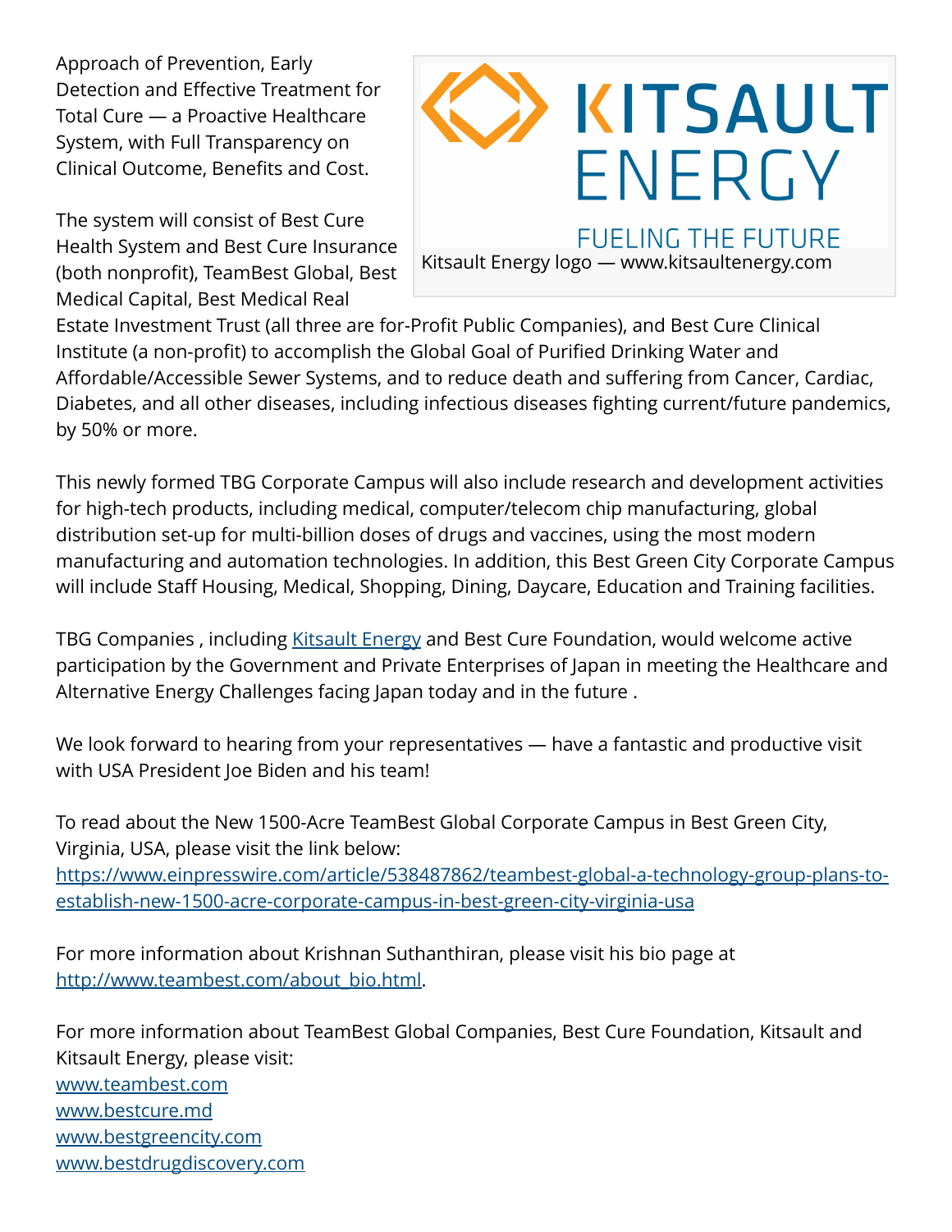Approach of Prevention, Early Detection and Effective Treatment for Total Cure — a Proactive Healthcare System, with Full Transparency on Clinical Outcome, Benefits and Cost.

Kitsault Energy logo — www.kitsaultenergy.com

The system will consist of Best Cure Health System and Best Cure Insurance (both nonprofit), TeamBest Global, Best Medical Capital, Best Medical Real Estate Investment Trust (all three are for-Profit Public Companies), and Best Cure Clinical Institute (a non-profit) to accomplish the Global Goal of Purified Drinking Water and Affordable/Accessible Sewer Systems, and to reduce death and suffering from Cancer, Cardiac, Diabetes, and all other diseases, including infectious diseases fighting current/future pandemics, by 50% or more.

This newly formed TBG Corporate Campus will also include research and development activities for high-tech products, including medical, computer/telecom chip manufacturing, global distribution set-up for multi-billion doses of drugs and vaccines, using the most modern manufacturing and automation technologies. In addition, this Best Green City Corporate Campus will include Staff Housing, Medical, Shopping, Dining, Daycare, Education and Training facilities.

TBG Companies , including [Kitsault Energy] and Best Cure Foundation, would welcome active participation by the Government and Private Enterprises of Japan in meeting the Healthcare and Alternative Energy Challenges facing Japan today and in the future .

We look forward to hearing from your representatives — have a fantastic and productive visit with USA President Joe Biden and his team!

To read about the New 1500-Acre TeamBest Global Corporate Campus in Best Green City, Virginia, USA, please visit the link below:
https://www.einpresswire.com/article/538487862/teambest-global-a-technology-group-plans-to-establish-new-1500-acre-corporate-campus-in-best-green-city-virginia-usa

For more information about Krishnan Suthanthiran, please visit his bio page at http://www.teambest.com/about_bio.html.

For more information about TeamBest Global Companies, Best Cure Foundation, Kitsault and Kitsault Energy, please visit:
www.teambest.com
www.bestcure.md
www.bestgreencity.com
www.bestdrugdiscovery.com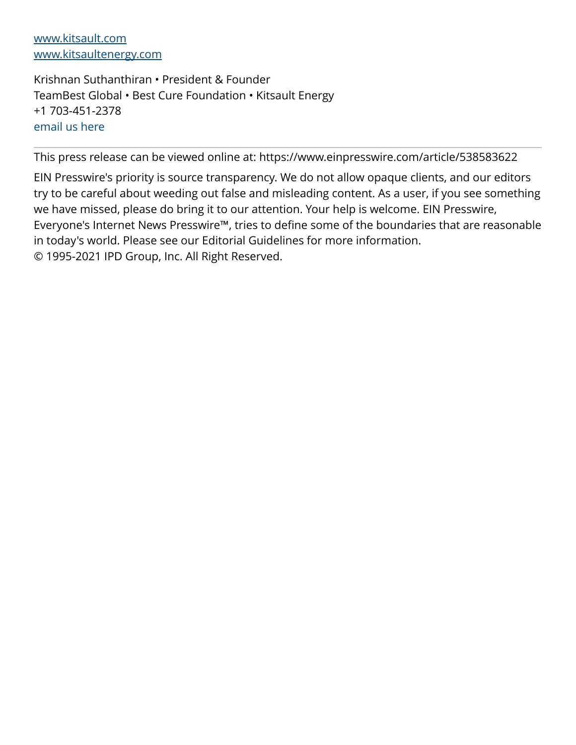[www.kitsault.com](http://www.kitsault.com)
[www.kitsaultenergy.com](http://www.kitsaultenergy.com)

Krishnan Suthanthiran • President & Founder
TeamBest Global • Best Cure Foundation • Kitsault Energy
+1 703-451-2378
email us here

---

This press release can be viewed online at: https://www.einpresswire.com/article/538583622

EIN Presswire's priority is source transparency. We do not allow opaque clients, and our editors try to be careful about weeding out false and misleading content. As a user, if you see something we have missed, please do bring it to our attention. Your help is welcome. EIN Presswire, Everyone's Internet News Presswire™, tries to define some of the boundaries that are reasonable in today's world. Please see our Editorial Guidelines for more information.
© 1995-2021 IPD Group, Inc. All Right Reserved.